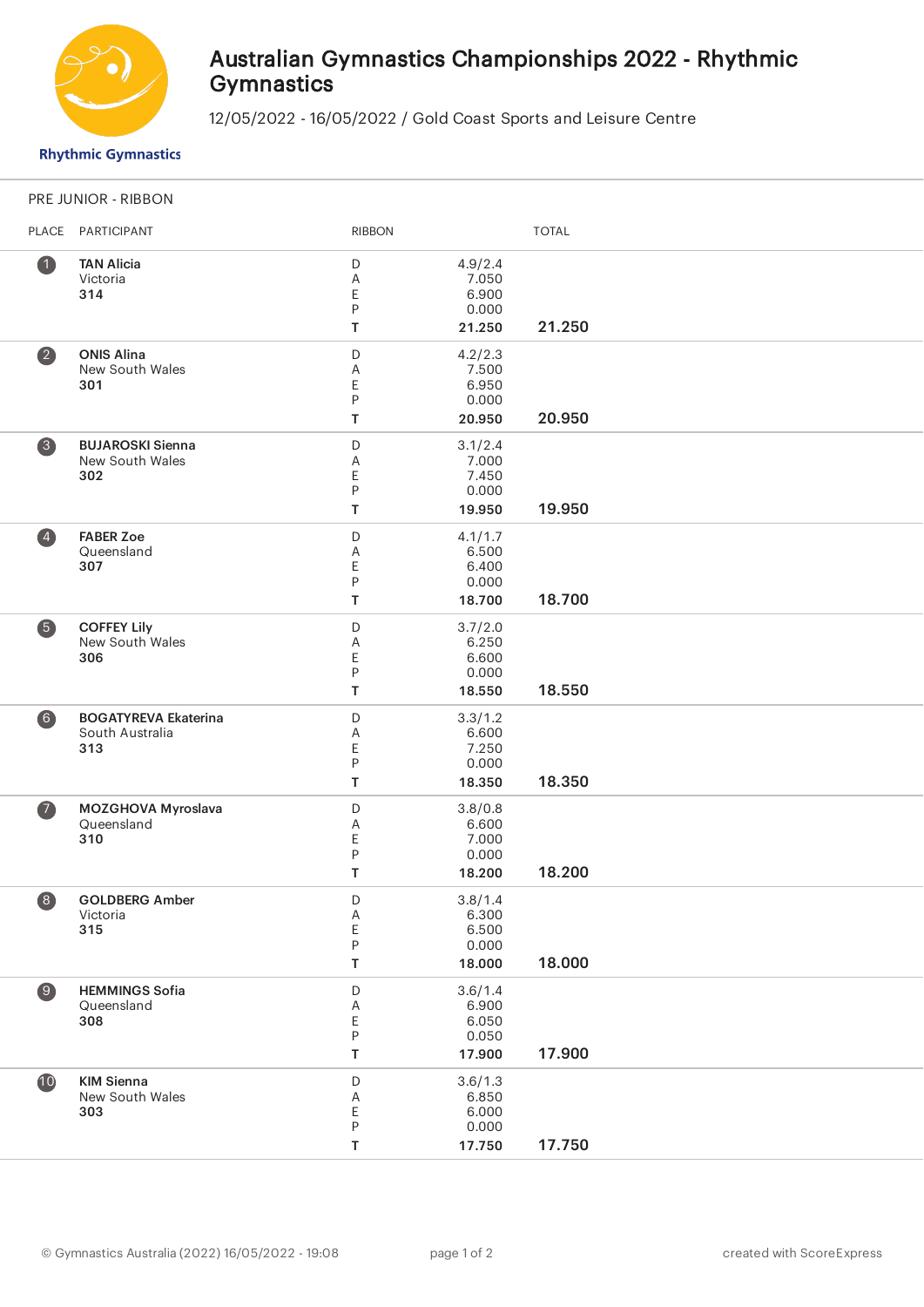# Australian Gymnastics Championships 2022 - Rhythmic Gymnastics

12/05/2022 - 16/05/2022 / Gold Coast Sports and Leisure Centre

Rhythmic Gymnastics

## PRE JUNIOR - RIBBON

| PLACE | PARTICIPANT | RIBBON | | TOTAL |
|---|---|---|---|---|
| 1 | **TAN Alicia**<br>Victoria<br>**314** | D<br>A<br>E<br>P<br>**T** | 4.9/2.4<br>7.050<br>6.900<br>0.000<br>**21.250** | **21.250** |
| 2 | **ONIS Alina**<br>New South Wales<br>**301** | D<br>A<br>E<br>P<br>**T** | 4.2/2.3<br>7.500<br>6.950<br>0.000<br>**20.950** | **20.950** |
| 3 | **BUJAROSKI Sienna**<br>New South Wales<br>**302** | D<br>A<br>E<br>P<br>**T** | 3.1/2.4<br>7.000<br>7.450<br>0.000<br>**19.950** | **19.950** |
| 4 | **FABER Zoe**<br>Queensland<br>**307** | D<br>A<br>E<br>P<br>**T** | 4.1/1.7<br>6.500<br>6.400<br>0.000<br>**18.700** | **18.700** |
| 5 | **COFFEY Lily**<br>New South Wales<br>**306** | D<br>A<br>E<br>P<br>**T** | 3.7/2.0<br>6.250<br>6.600<br>0.000<br>**18.550** | **18.550** |
| 6 | **BOGATYREVA Ekaterina**<br>South Australia<br>**313** | D<br>A<br>E<br>P<br>**T** | 3.3/1.2<br>6.600<br>7.250<br>0.000<br>**18.350** | **18.350** |
| 7 | **MOZGHOVA Myroslava**<br>Queensland<br>**310** | D<br>A<br>E<br>P<br>**T** | 3.8/0.8<br>6.600<br>7.000<br>0.000<br>**18.200** | **18.200** |
| 8 | **GOLDBERG Amber**<br>Victoria<br>**315** | D<br>A<br>E<br>P<br>**T** | 3.8/1.4<br>6.300<br>6.500<br>0.000<br>**18.000** | **18.000** |
| 9 | **HEMMINGS Sofia**<br>Queensland<br>**308** | D<br>A<br>E<br>P<br>**T** | 3.6/1.4<br>6.900<br>6.050<br>0.050<br>**17.900** | **17.900** |
| 10 | **KIM Sienna**<br>New South Wales<br>**303** | D<br>A<br>E<br>P<br>**T** | 3.6/1.3<br>6.850<br>6.000<br>0.000<br>**17.750** | **17.750** |

© Gymnastics Australia (2022) 16/05/2022 - 19:08

created with ScoreExpress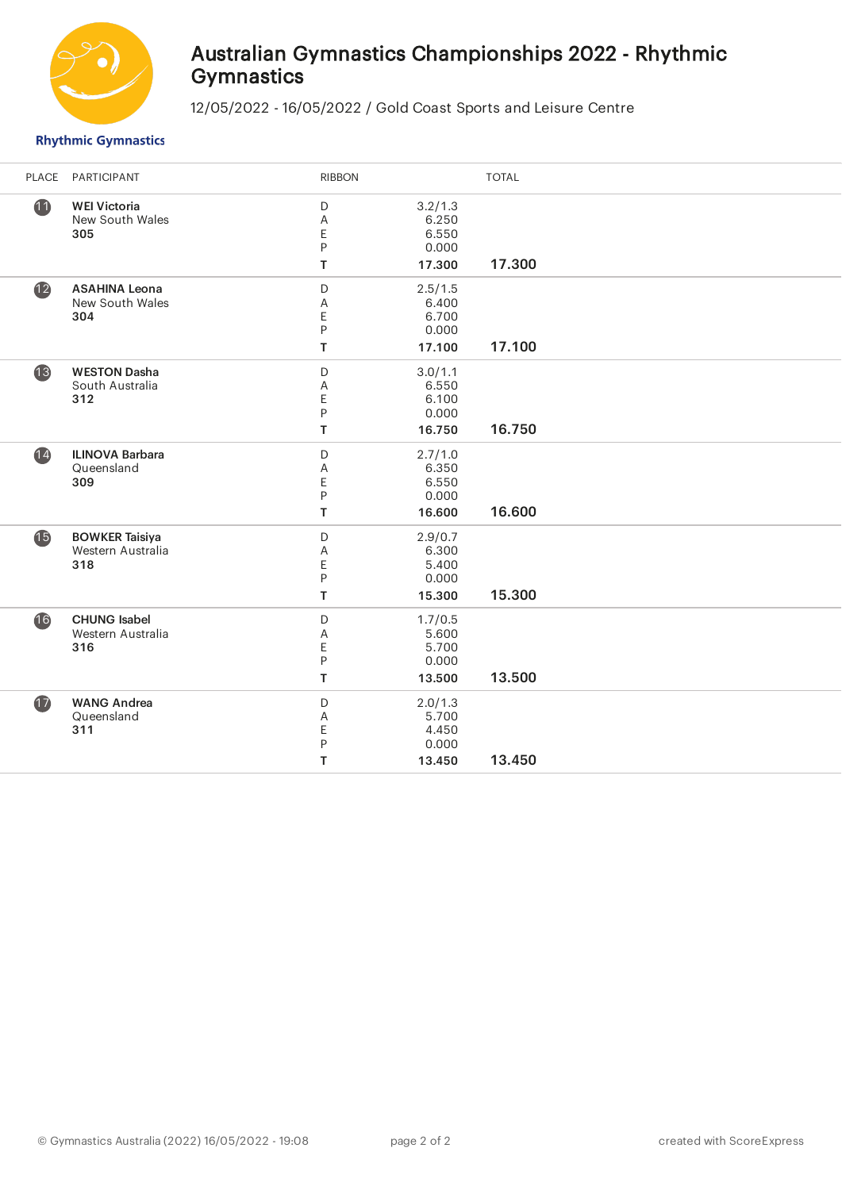# Australian Gymnastics Championships 2022 - Rhythmic Gymnastics

12/05/2022 - 16/05/2022 / Gold Coast Sports and Leisure Centre

Rhythmic Gymnastics

| PLACE | PARTICIPANT | RIBBON | | TOTAL |
|---|---|---|---|---|
| 11 | **WEI Victoria**<br>New South Wales<br>**305** | D<br>A<br>E<br>P<br>**T** | 3.2/1.3<br>6.250<br>6.550<br>0.000<br>**17.300** | **17.300** |
| 12 | **ASAHINA Leona**<br>New South Wales<br>**304** | D<br>A<br>E<br>P<br>**T** | 2.5/1.5<br>6.400<br>6.700<br>0.000<br>**17.100** | **17.100** |
| 13 | **WESTON Dasha**<br>South Australia<br>**312** | D<br>A<br>E<br>P<br>**T** | 3.0/1.1<br>6.550<br>6.100<br>0.000<br>**16.750** | **16.750** |
| 14 | **ILINOVA Barbara**<br>Queensland<br>**309** | D<br>A<br>E<br>P<br>**T** | 2.7/1.0<br>6.350<br>6.550<br>0.000<br>**16.600** | **16.600** |
| 15 | **BOWKER Taisiya**<br>Western Australia<br>**318** | D<br>A<br>E<br>P<br>**T** | 2.9/0.7<br>6.300<br>5.400<br>0.000<br>**15.300** | **15.300** |
| 16 | **CHUNG Isabel**<br>Western Australia<br>**316** | D<br>A<br>E<br>P<br>**T** | 1.7/0.5<br>5.600<br>5.700<br>0.000<br>**13.500** | **13.500** |
| 17 | **WANG Andrea**<br>Queensland<br>**311** | D<br>A<br>E<br>P<br>**T** | 2.0/1.3<br>5.700<br>4.450<br>0.000<br>**13.450** | **13.450** |

© Gymnastics Australia (2022) 16/05/2022 - 19:08

created with ScoreExpress